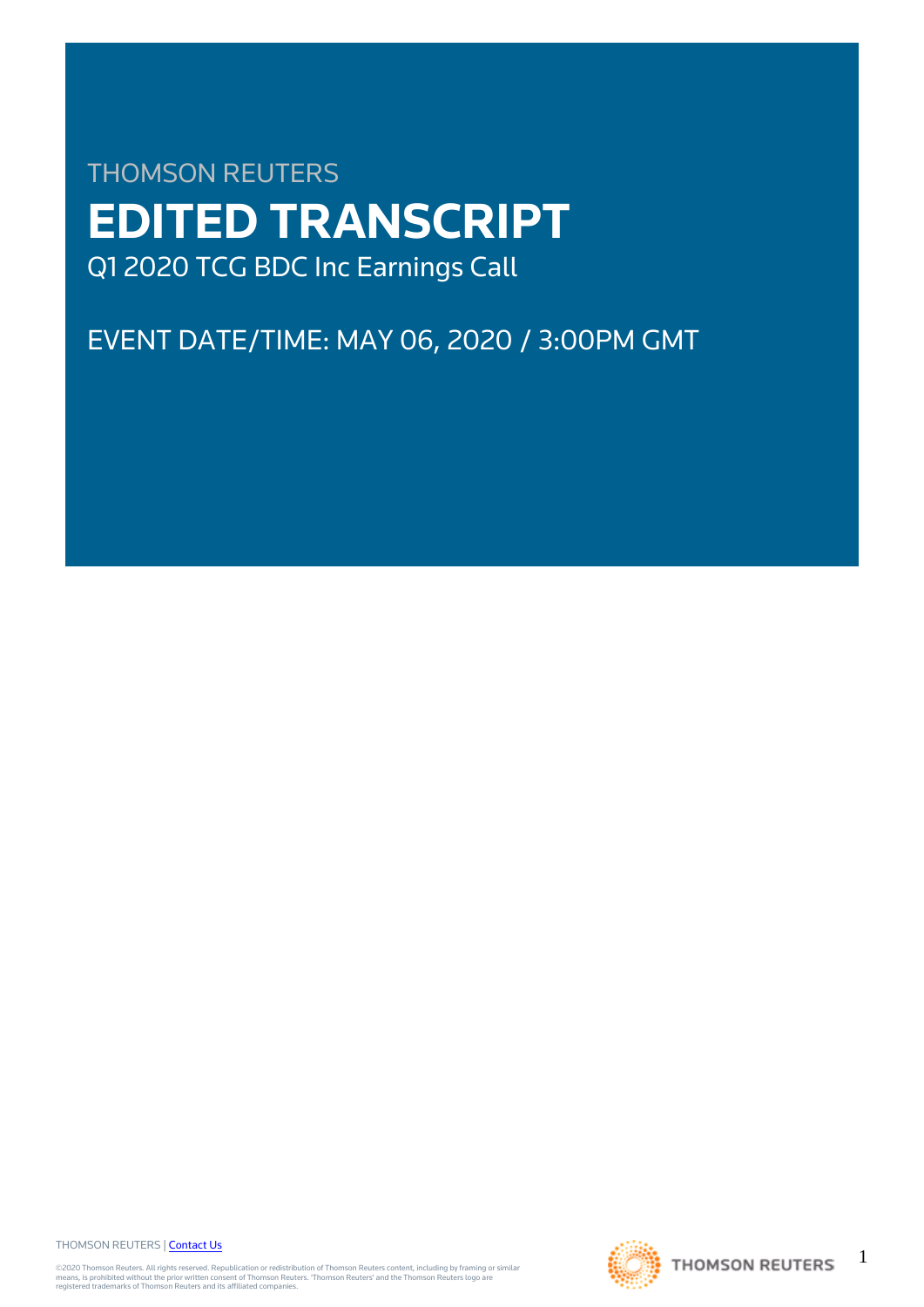THOMSON REUTERS

# EDITED TRANSCRIPT

Q1 2020 TCG BDC Inc Earnings Call

EVENT DATE/TIME: MAY 06, 2020 / 3:00PM GMT

THOMSON REUTERS | Contact Us

©2020 Thomson Reuters. All rights reserved. Republication or redistribution of Thomson Reuters content, including by framing or similar means, is prohibited without the prior written consent of Thomson Reuters. 'Thomson Reuters' and the Thomson Reuters logo are registered trademarks of Thomson Reuters and its affiliated companies.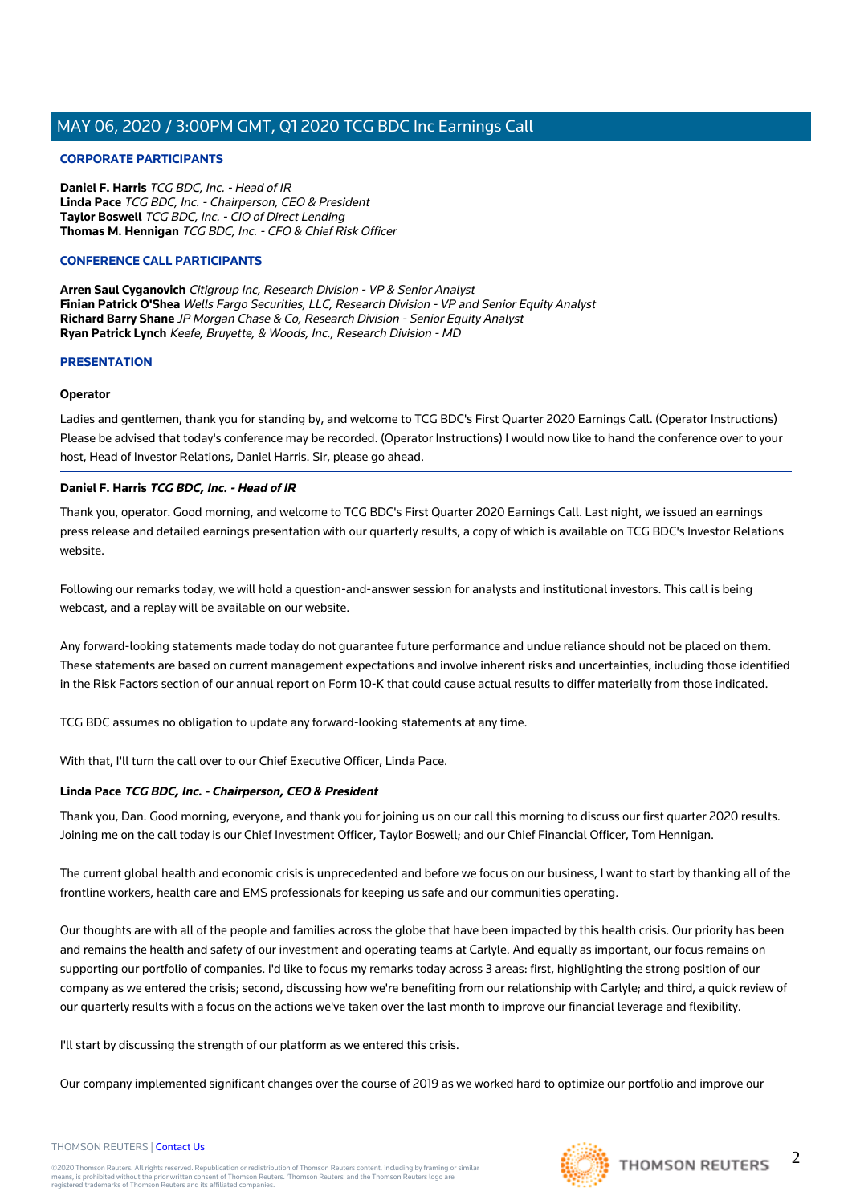### CORPORATE PARTICIPANTS

**Daniel F. Harris** *TCG BDC, Inc. - Head of IR*
**Linda Pace** *TCG BDC, Inc. - Chairperson, CEO & President*
**Taylor Boswell** *TCG BDC, Inc. - CIO of Direct Lending*
**Thomas M. Hennigan** *TCG BDC, Inc. - CFO & Chief Risk Officer*

### CONFERENCE CALL PARTICIPANTS

**Arren Saul Cyganovich** *Citigroup Inc, Research Division - VP & Senior Analyst*
**Finian Patrick O'Shea** *Wells Fargo Securities, LLC, Research Division - VP and Senior Equity Analyst*
**Richard Barry Shane** *JP Morgan Chase & Co, Research Division - Senior Equity Analyst*
**Ryan Patrick Lynch** *Keefe, Bruyette, & Woods, Inc., Research Division - MD*

### PRESENTATION

**Operator**

Ladies and gentlemen, thank you for standing by, and welcome to TCG BDC's First Quarter 2020 Earnings Call. (Operator Instructions) Please be advised that today's conference may be recorded. (Operator Instructions) I would now like to hand the conference over to your host, Head of Investor Relations, Daniel Harris. Sir, please go ahead.

---

**Daniel F. Harris** ***TCG BDC, Inc. - Head of IR***

Thank you, operator. Good morning, and welcome to TCG BDC's First Quarter 2020 Earnings Call. Last night, we issued an earnings press release and detailed earnings presentation with our quarterly results, a copy of which is available on TCG BDC's Investor Relations website.

Following our remarks today, we will hold a question-and-answer session for analysts and institutional investors. This call is being webcast, and a replay will be available on our website.

Any forward-looking statements made today do not guarantee future performance and undue reliance should not be placed on them. These statements are based on current management expectations and involve inherent risks and uncertainties, including those identified in the Risk Factors section of our annual report on Form 10-K that could cause actual results to differ materially from those indicated.

TCG BDC assumes no obligation to update any forward-looking statements at any time.

With that, I'll turn the call over to our Chief Executive Officer, Linda Pace.

---

**Linda Pace** ***TCG BDC, Inc. - Chairperson, CEO & President***

Thank you, Dan. Good morning, everyone, and thank you for joining us on our call this morning to discuss our first quarter 2020 results. Joining me on the call today is our Chief Investment Officer, Taylor Boswell; and our Chief Financial Officer, Tom Hennigan.

The current global health and economic crisis is unprecedented and before we focus on our business, I want to start by thanking all of the frontline workers, health care and EMS professionals for keeping us safe and our communities operating.

Our thoughts are with all of the people and families across the globe that have been impacted by this health crisis. Our priority has been and remains the health and safety of our investment and operating teams at Carlyle. And equally as important, our focus remains on supporting our portfolio of companies. I'd like to focus my remarks today across 3 areas: first, highlighting the strong position of our company as we entered the crisis; second, discussing how we're benefiting from our relationship with Carlyle; and third, a quick review of our quarterly results with a focus on the actions we've taken over the last month to improve our financial leverage and flexibility.

I'll start by discussing the strength of our platform as we entered this crisis.

Our company implemented significant changes over the course of 2019 as we worked hard to optimize our portfolio and improve our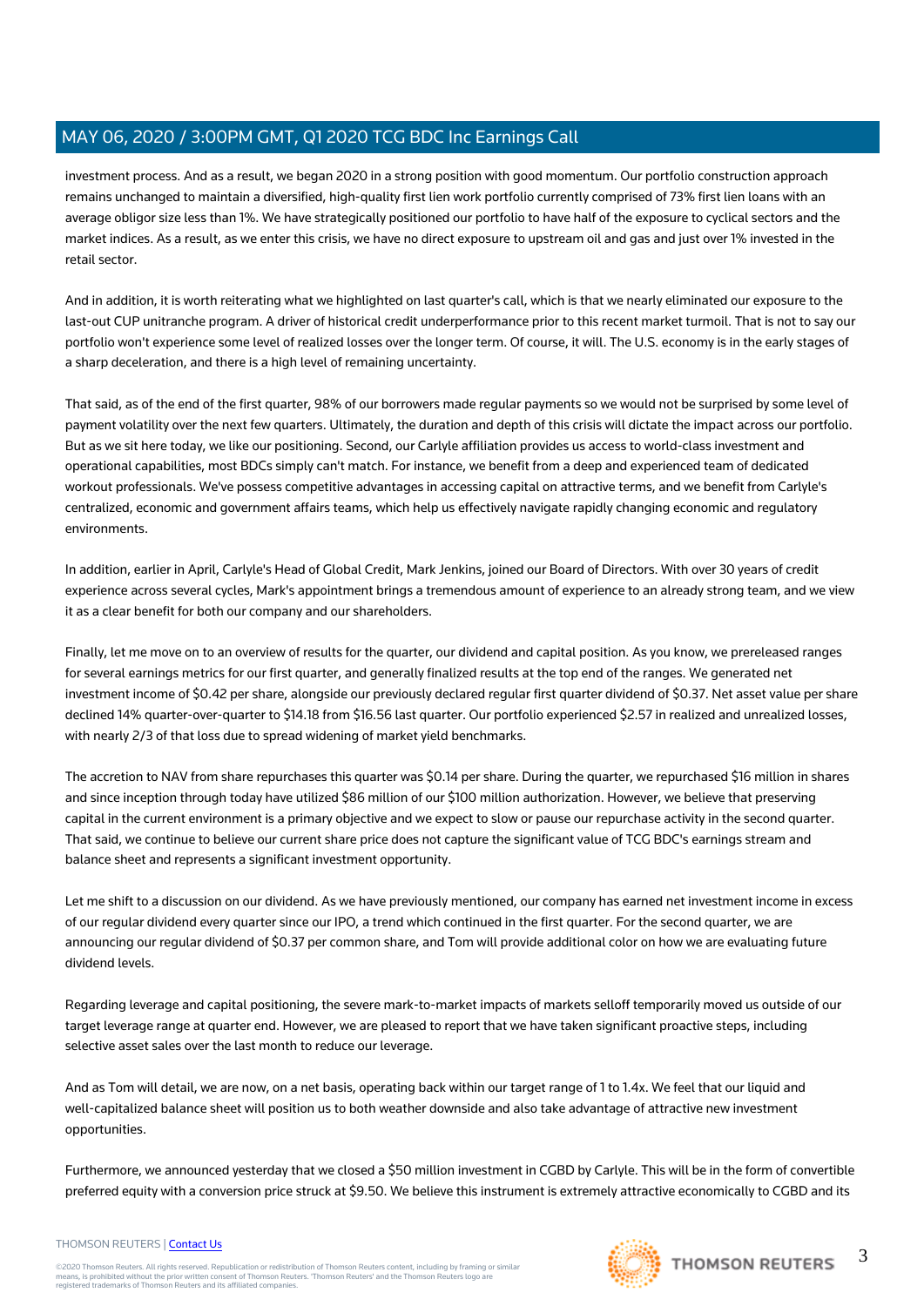investment process. And as a result, we began 2020 in a strong position with good momentum. Our portfolio construction approach remains unchanged to maintain a diversified, high-quality first lien work portfolio currently comprised of 73% first lien loans with an average obligor size less than 1%. We have strategically positioned our portfolio to have half of the exposure to cyclical sectors and the market indices. As a result, as we enter this crisis, we have no direct exposure to upstream oil and gas and just over 1% invested in the retail sector.

And in addition, it is worth reiterating what we highlighted on last quarter's call, which is that we nearly eliminated our exposure to the last-out CUP unitranche program. A driver of historical credit underperformance prior to this recent market turmoil. That is not to say our portfolio won't experience some level of realized losses over the longer term. Of course, it will. The U.S. economy is in the early stages of a sharp deceleration, and there is a high level of remaining uncertainty.

That said, as of the end of the first quarter, 98% of our borrowers made regular payments so we would not be surprised by some level of payment volatility over the next few quarters. Ultimately, the duration and depth of this crisis will dictate the impact across our portfolio. But as we sit here today, we like our positioning. Second, our Carlyle affiliation provides us access to world-class investment and operational capabilities, most BDCs simply can't match. For instance, we benefit from a deep and experienced team of dedicated workout professionals. We've possess competitive advantages in accessing capital on attractive terms, and we benefit from Carlyle's centralized, economic and government affairs teams, which help us effectively navigate rapidly changing economic and regulatory environments.

In addition, earlier in April, Carlyle's Head of Global Credit, Mark Jenkins, joined our Board of Directors. With over 30 years of credit experience across several cycles, Mark's appointment brings a tremendous amount of experience to an already strong team, and we view it as a clear benefit for both our company and our shareholders.

Finally, let me move on to an overview of results for the quarter, our dividend and capital position. As you know, we prereleased ranges for several earnings metrics for our first quarter, and generally finalized results at the top end of the ranges. We generated net investment income of $0.42 per share, alongside our previously declared regular first quarter dividend of $0.37. Net asset value per share declined 14% quarter-over-quarter to $14.18 from $16.56 last quarter. Our portfolio experienced $2.57 in realized and unrealized losses, with nearly 2/3 of that loss due to spread widening of market yield benchmarks.

The accretion to NAV from share repurchases this quarter was $0.14 per share. During the quarter, we repurchased $16 million in shares and since inception through today have utilized $86 million of our $100 million authorization. However, we believe that preserving capital in the current environment is a primary objective and we expect to slow or pause our repurchase activity in the second quarter. That said, we continue to believe our current share price does not capture the significant value of TCG BDC's earnings stream and balance sheet and represents a significant investment opportunity.

Let me shift to a discussion on our dividend. As we have previously mentioned, our company has earned net investment income in excess of our regular dividend every quarter since our IPO, a trend which continued in the first quarter. For the second quarter, we are announcing our regular dividend of $0.37 per common share, and Tom will provide additional color on how we are evaluating future dividend levels.

Regarding leverage and capital positioning, the severe mark-to-market impacts of markets selloff temporarily moved us outside of our target leverage range at quarter end. However, we are pleased to report that we have taken significant proactive steps, including selective asset sales over the last month to reduce our leverage.

And as Tom will detail, we are now, on a net basis, operating back within our target range of 1 to 1.4x. We feel that our liquid and well-capitalized balance sheet will position us to both weather downside and also take advantage of attractive new investment opportunities.

Furthermore, we announced yesterday that we closed a $50 million investment in CGBD by Carlyle. This will be in the form of convertible preferred equity with a conversion price struck at $9.50. We believe this instrument is extremely attractive economically to CGBD and its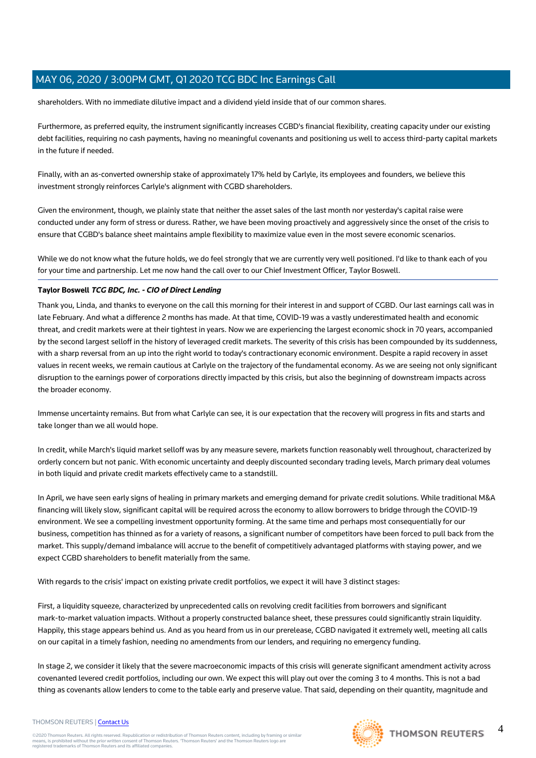shareholders. With no immediate dilutive impact and a dividend yield inside that of our common shares.

Furthermore, as preferred equity, the instrument significantly increases CGBD's financial flexibility, creating capacity under our existing debt facilities, requiring no cash payments, having no meaningful covenants and positioning us well to access third-party capital markets in the future if needed.

Finally, with an as-converted ownership stake of approximately 17% held by Carlyle, its employees and founders, we believe this investment strongly reinforces Carlyle's alignment with CGBD shareholders.

Given the environment, though, we plainly state that neither the asset sales of the last month nor yesterday's capital raise were conducted under any form of stress or duress. Rather, we have been moving proactively and aggressively since the onset of the crisis to ensure that CGBD's balance sheet maintains ample flexibility to maximize value even in the most severe economic scenarios.

While we do not know what the future holds, we do feel strongly that we are currently very well positioned. I'd like to thank each of you for your time and partnership. Let me now hand the call over to our Chief Investment Officer, Taylor Boswell.

---

**Taylor Boswell** ***TCG BDC, Inc. - CIO of Direct Lending***

Thank you, Linda, and thanks to everyone on the call this morning for their interest in and support of CGBD. Our last earnings call was in late February. And what a difference 2 months has made. At that time, COVID-19 was a vastly underestimated health and economic threat, and credit markets were at their tightest in years. Now we are experiencing the largest economic shock in 70 years, accompanied by the second largest selloff in the history of leveraged credit markets. The severity of this crisis has been compounded by its suddenness, with a sharp reversal from an up into the right world to today's contractionary economic environment. Despite a rapid recovery in asset values in recent weeks, we remain cautious at Carlyle on the trajectory of the fundamental economy. As we are seeing not only significant disruption to the earnings power of corporations directly impacted by this crisis, but also the beginning of downstream impacts across the broader economy.

Immense uncertainty remains. But from what Carlyle can see, it is our expectation that the recovery will progress in fits and starts and take longer than we all would hope.

In credit, while March's liquid market selloff was by any measure severe, markets function reasonably well throughout, characterized by orderly concern but not panic. With economic uncertainty and deeply discounted secondary trading levels, March primary deal volumes in both liquid and private credit markets effectively came to a standstill.

In April, we have seen early signs of healing in primary markets and emerging demand for private credit solutions. While traditional M&A financing will likely slow, significant capital will be required across the economy to allow borrowers to bridge through the COVID-19 environment. We see a compelling investment opportunity forming. At the same time and perhaps most consequentially for our business, competition has thinned as for a variety of reasons, a significant number of competitors have been forced to pull back from the market. This supply/demand imbalance will accrue to the benefit of competitively advantaged platforms with staying power, and we expect CGBD shareholders to benefit materially from the same.

With regards to the crisis' impact on existing private credit portfolios, we expect it will have 3 distinct stages:

First, a liquidity squeeze, characterized by unprecedented calls on revolving credit facilities from borrowers and significant mark-to-market valuation impacts. Without a properly constructed balance sheet, these pressures could significantly strain liquidity. Happily, this stage appears behind us. And as you heard from us in our prerelease, CGBD navigated it extremely well, meeting all calls on our capital in a timely fashion, needing no amendments from our lenders, and requiring no emergency funding.

In stage 2, we consider it likely that the severe macroeconomic impacts of this crisis will generate significant amendment activity across covenanted levered credit portfolios, including our own. We expect this will play out over the coming 3 to 4 months. This is not a bad thing as covenants allow lenders to come to the table early and preserve value. That said, depending on their quantity, magnitude and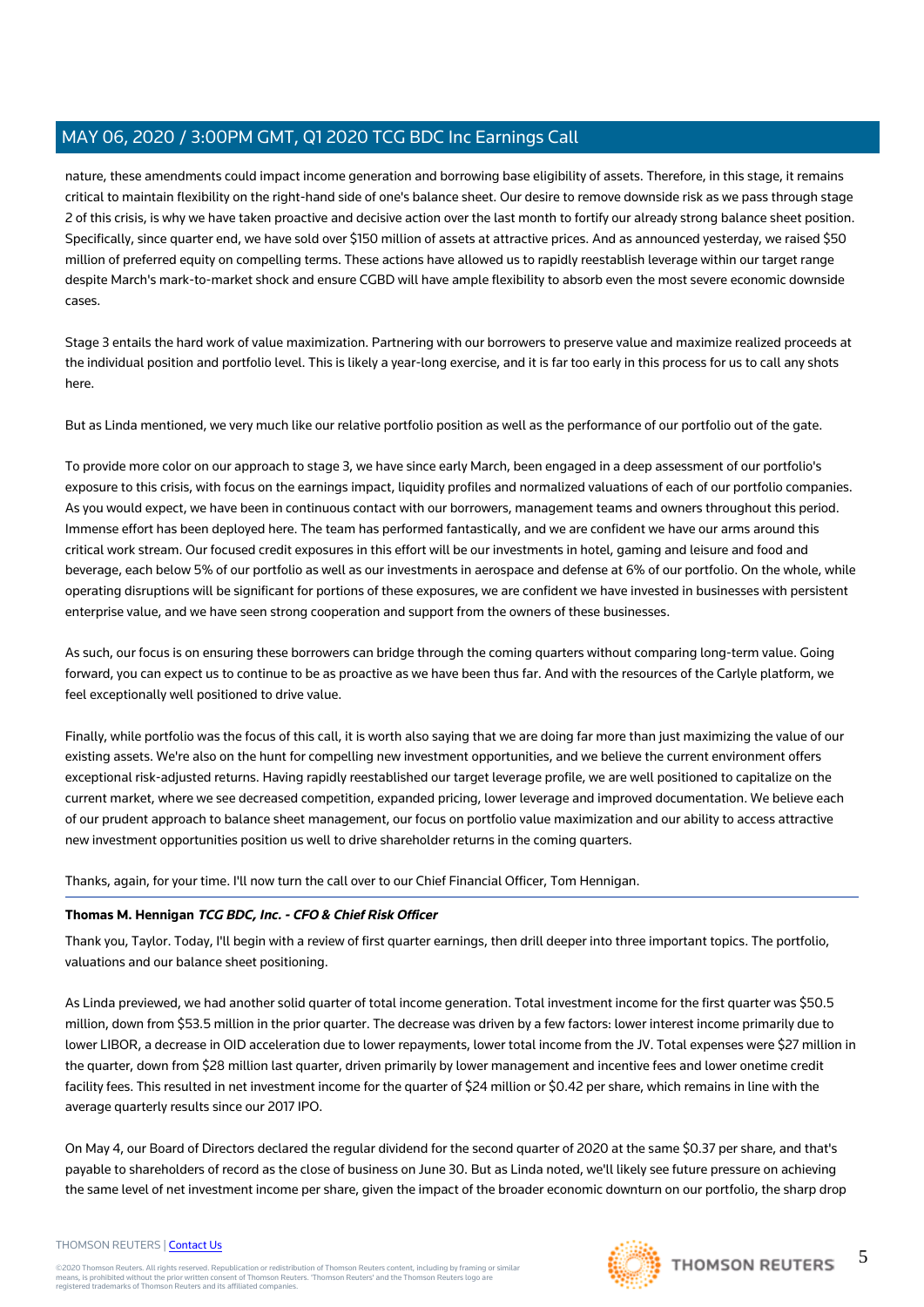nature, these amendments could impact income generation and borrowing base eligibility of assets. Therefore, in this stage, it remains critical to maintain flexibility on the right-hand side of one's balance sheet. Our desire to remove downside risk as we pass through stage 2 of this crisis, is why we have taken proactive and decisive action over the last month to fortify our already strong balance sheet position. Specifically, since quarter end, we have sold over $150 million of assets at attractive prices. And as announced yesterday, we raised $50 million of preferred equity on compelling terms. These actions have allowed us to rapidly reestablish leverage within our target range despite March's mark-to-market shock and ensure CGBD will have ample flexibility to absorb even the most severe economic downside cases.

Stage 3 entails the hard work of value maximization. Partnering with our borrowers to preserve value and maximize realized proceeds at the individual position and portfolio level. This is likely a year-long exercise, and it is far too early in this process for us to call any shots here.

But as Linda mentioned, we very much like our relative portfolio position as well as the performance of our portfolio out of the gate.

To provide more color on our approach to stage 3, we have since early March, been engaged in a deep assessment of our portfolio's exposure to this crisis, with focus on the earnings impact, liquidity profiles and normalized valuations of each of our portfolio companies. As you would expect, we have been in continuous contact with our borrowers, management teams and owners throughout this period. Immense effort has been deployed here. The team has performed fantastically, and we are confident we have our arms around this critical work stream. Our focused credit exposures in this effort will be our investments in hotel, gaming and leisure and food and beverage, each below 5% of our portfolio as well as our investments in aerospace and defense at 6% of our portfolio. On the whole, while operating disruptions will be significant for portions of these exposures, we are confident we have invested in businesses with persistent enterprise value, and we have seen strong cooperation and support from the owners of these businesses.

As such, our focus is on ensuring these borrowers can bridge through the coming quarters without comparing long-term value. Going forward, you can expect us to continue to be as proactive as we have been thus far. And with the resources of the Carlyle platform, we feel exceptionally well positioned to drive value.

Finally, while portfolio was the focus of this call, it is worth also saying that we are doing far more than just maximizing the value of our existing assets. We're also on the hunt for compelling new investment opportunities, and we believe the current environment offers exceptional risk-adjusted returns. Having rapidly reestablished our target leverage profile, we are well positioned to capitalize on the current market, where we see decreased competition, expanded pricing, lower leverage and improved documentation. We believe each of our prudent approach to balance sheet management, our focus on portfolio value maximization and our ability to access attractive new investment opportunities position us well to drive shareholder returns in the coming quarters.

Thanks, again, for your time. I'll now turn the call over to our Chief Financial Officer, Tom Hennigan.

---

**Thomas M. Hennigan** ***TCG BDC, Inc. - CFO & Chief Risk Officer***

Thank you, Taylor. Today, I'll begin with a review of first quarter earnings, then drill deeper into three important topics. The portfolio, valuations and our balance sheet positioning.

As Linda previewed, we had another solid quarter of total income generation. Total investment income for the first quarter was $50.5 million, down from $53.5 million in the prior quarter. The decrease was driven by a few factors: lower interest income primarily due to lower LIBOR, a decrease in OID acceleration due to lower repayments, lower total income from the JV. Total expenses were $27 million in the quarter, down from $28 million last quarter, driven primarily by lower management and incentive fees and lower onetime credit facility fees. This resulted in net investment income for the quarter of $24 million or $0.42 per share, which remains in line with the average quarterly results since our 2017 IPO.

On May 4, our Board of Directors declared the regular dividend for the second quarter of 2020 at the same $0.37 per share, and that's payable to shareholders of record as the close of business on June 30. But as Linda noted, we'll likely see future pressure on achieving the same level of net investment income per share, given the impact of the broader economic downturn on our portfolio, the sharp drop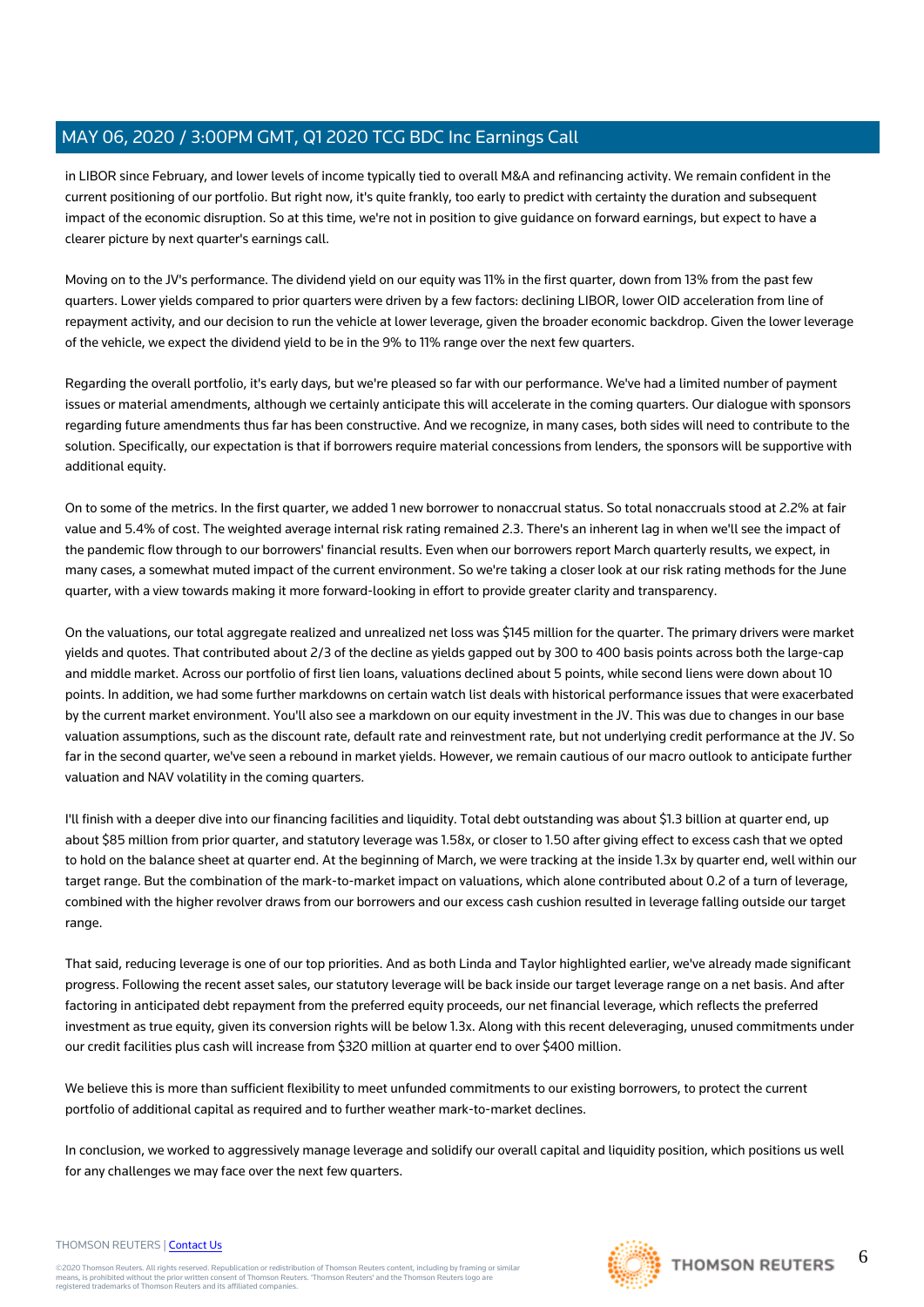in LIBOR since February, and lower levels of income typically tied to overall M&A and refinancing activity. We remain confident in the current positioning of our portfolio. But right now, it's quite frankly, too early to predict with certainty the duration and subsequent impact of the economic disruption. So at this time, we're not in position to give guidance on forward earnings, but expect to have a clearer picture by next quarter's earnings call.

Moving on to the JV's performance. The dividend yield on our equity was 11% in the first quarter, down from 13% from the past few quarters. Lower yields compared to prior quarters were driven by a few factors: declining LIBOR, lower OID acceleration from line of repayment activity, and our decision to run the vehicle at lower leverage, given the broader economic backdrop. Given the lower leverage of the vehicle, we expect the dividend yield to be in the 9% to 11% range over the next few quarters.

Regarding the overall portfolio, it's early days, but we're pleased so far with our performance. We've had a limited number of payment issues or material amendments, although we certainly anticipate this will accelerate in the coming quarters. Our dialogue with sponsors regarding future amendments thus far has been constructive. And we recognize, in many cases, both sides will need to contribute to the solution. Specifically, our expectation is that if borrowers require material concessions from lenders, the sponsors will be supportive with additional equity.

On to some of the metrics. In the first quarter, we added 1 new borrower to nonaccrual status. So total nonaccruals stood at 2.2% at fair value and 5.4% of cost. The weighted average internal risk rating remained 2.3. There's an inherent lag in when we'll see the impact of the pandemic flow through to our borrowers' financial results. Even when our borrowers report March quarterly results, we expect, in many cases, a somewhat muted impact of the current environment. So we're taking a closer look at our risk rating methods for the June quarter, with a view towards making it more forward-looking in effort to provide greater clarity and transparency.

On the valuations, our total aggregate realized and unrealized net loss was $145 million for the quarter. The primary drivers were market yields and quotes. That contributed about 2/3 of the decline as yields gapped out by 300 to 400 basis points across both the large-cap and middle market. Across our portfolio of first lien loans, valuations declined about 5 points, while second liens were down about 10 points. In addition, we had some further markdowns on certain watch list deals with historical performance issues that were exacerbated by the current market environment. You'll also see a markdown on our equity investment in the JV. This was due to changes in our base valuation assumptions, such as the discount rate, default rate and reinvestment rate, but not underlying credit performance at the JV. So far in the second quarter, we've seen a rebound in market yields. However, we remain cautious of our macro outlook to anticipate further valuation and NAV volatility in the coming quarters.

I'll finish with a deeper dive into our financing facilities and liquidity. Total debt outstanding was about $1.3 billion at quarter end, up about $85 million from prior quarter, and statutory leverage was 1.58x, or closer to 1.50 after giving effect to excess cash that we opted to hold on the balance sheet at quarter end. At the beginning of March, we were tracking at the inside 1.3x by quarter end, well within our target range. But the combination of the mark-to-market impact on valuations, which alone contributed about 0.2 of a turn of leverage, combined with the higher revolver draws from our borrowers and our excess cash cushion resulted in leverage falling outside our target range.

That said, reducing leverage is one of our top priorities. And as both Linda and Taylor highlighted earlier, we've already made significant progress. Following the recent asset sales, our statutory leverage will be back inside our target leverage range on a net basis. And after factoring in anticipated debt repayment from the preferred equity proceeds, our net financial leverage, which reflects the preferred investment as true equity, given its conversion rights will be below 1.3x. Along with this recent deleveraging, unused commitments under our credit facilities plus cash will increase from $320 million at quarter end to over $400 million.

We believe this is more than sufficient flexibility to meet unfunded commitments to our existing borrowers, to protect the current portfolio of additional capital as required and to further weather mark-to-market declines.

In conclusion, we worked to aggressively manage leverage and solidify our overall capital and liquidity position, which positions us well for any challenges we may face over the next few quarters.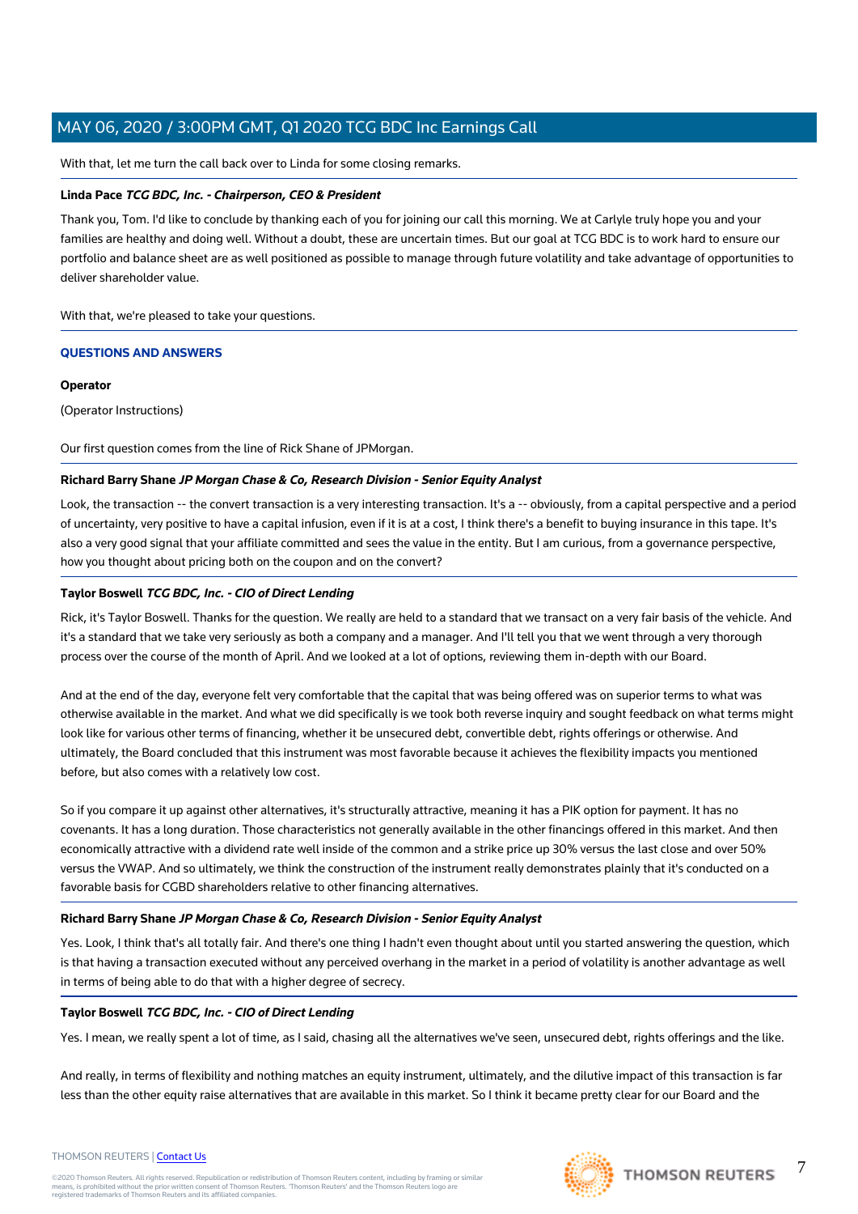With that, let me turn the call back over to Linda for some closing remarks.

**Linda Pace** ***TCG BDC, Inc. - Chairperson, CEO & President***

Thank you, Tom. I'd like to conclude by thanking each of you for joining our call this morning. We at Carlyle truly hope you and your families are healthy and doing well. Without a doubt, these are uncertain times. But our goal at TCG BDC is to work hard to ensure our portfolio and balance sheet are as well positioned as possible to manage through future volatility and take advantage of opportunities to deliver shareholder value.

With that, we're pleased to take your questions.

## QUESTIONS AND ANSWERS

**Operator**

(Operator Instructions)

Our first question comes from the line of Rick Shane of JPMorgan.

**Richard Barry Shane** ***JP Morgan Chase & Co, Research Division - Senior Equity Analyst***

Look, the transaction -- the convert transaction is a very interesting transaction. It's a -- obviously, from a capital perspective and a period of uncertainty, very positive to have a capital infusion, even if it is at a cost, I think there's a benefit to buying insurance in this tape. It's also a very good signal that your affiliate committed and sees the value in the entity. But I am curious, from a governance perspective, how you thought about pricing both on the coupon and on the convert?

**Taylor Boswell** ***TCG BDC, Inc. - CIO of Direct Lending***

Rick, it's Taylor Boswell. Thanks for the question. We really are held to a standard that we transact on a very fair basis of the vehicle. And it's a standard that we take very seriously as both a company and a manager. And I'll tell you that we went through a very thorough process over the course of the month of April. And we looked at a lot of options, reviewing them in-depth with our Board.

And at the end of the day, everyone felt very comfortable that the capital that was being offered was on superior terms to what was otherwise available in the market. And what we did specifically is we took both reverse inquiry and sought feedback on what terms might look like for various other terms of financing, whether it be unsecured debt, convertible debt, rights offerings or otherwise. And ultimately, the Board concluded that this instrument was most favorable because it achieves the flexibility impacts you mentioned before, but also comes with a relatively low cost.

So if you compare it up against other alternatives, it's structurally attractive, meaning it has a PIK option for payment. It has no covenants. It has a long duration. Those characteristics not generally available in the other financings offered in this market. And then economically attractive with a dividend rate well inside of the common and a strike price up 30% versus the last close and over 50% versus the VWAP. And so ultimately, we think the construction of the instrument really demonstrates plainly that it's conducted on a favorable basis for CGBD shareholders relative to other financing alternatives.

**Richard Barry Shane** ***JP Morgan Chase & Co, Research Division - Senior Equity Analyst***

Yes. Look, I think that's all totally fair. And there's one thing I hadn't even thought about until you started answering the question, which is that having a transaction executed without any perceived overhang in the market in a period of volatility is another advantage as well in terms of being able to do that with a higher degree of secrecy.

**Taylor Boswell** ***TCG BDC, Inc. - CIO of Direct Lending***

Yes. I mean, we really spent a lot of time, as I said, chasing all the alternatives we've seen, unsecured debt, rights offerings and the like.

And really, in terms of flexibility and nothing matches an equity instrument, ultimately, and the dilutive impact of this transaction is far less than the other equity raise alternatives that are available in this market. So I think it became pretty clear for our Board and the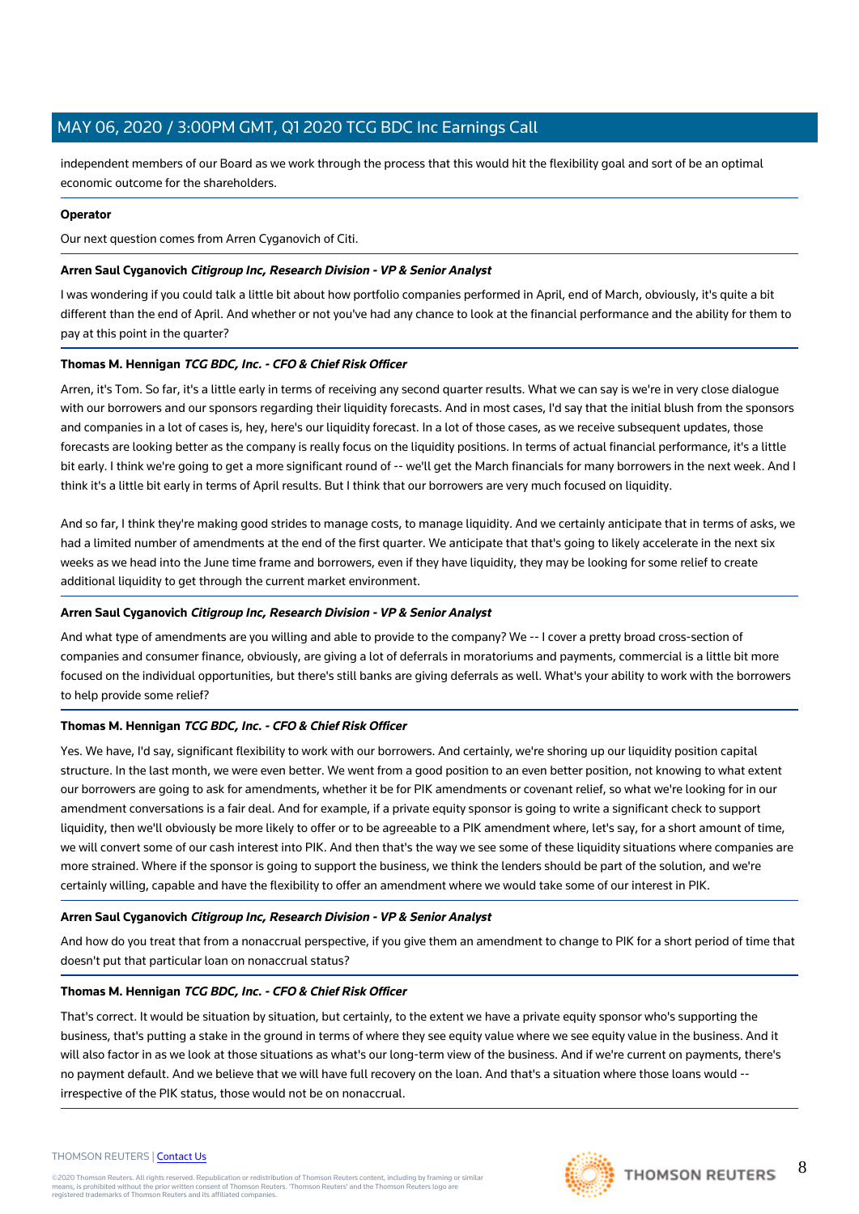independent members of our Board as we work through the process that this would hit the flexibility goal and sort of be an optimal economic outcome for the shareholders.

**Operator**

Our next question comes from Arren Cyganovich of Citi.

**Arren Saul Cyganovich** ***Citigroup Inc, Research Division - VP & Senior Analyst***

I was wondering if you could talk a little bit about how portfolio companies performed in April, end of March, obviously, it's quite a bit different than the end of April. And whether or not you've had any chance to look at the financial performance and the ability for them to pay at this point in the quarter?

**Thomas M. Hennigan** ***TCG BDC, Inc. - CFO & Chief Risk Officer***

Arren, it's Tom. So far, it's a little early in terms of receiving any second quarter results. What we can say is we're in very close dialogue with our borrowers and our sponsors regarding their liquidity forecasts. And in most cases, I'd say that the initial blush from the sponsors and companies in a lot of cases is, hey, here's our liquidity forecast. In a lot of those cases, as we receive subsequent updates, those forecasts are looking better as the company is really focus on the liquidity positions. In terms of actual financial performance, it's a little bit early. I think we're going to get a more significant round of -- we'll get the March financials for many borrowers in the next week. And I think it's a little bit early in terms of April results. But I think that our borrowers are very much focused on liquidity.

And so far, I think they're making good strides to manage costs, to manage liquidity. And we certainly anticipate that in terms of asks, we had a limited number of amendments at the end of the first quarter. We anticipate that that's going to likely accelerate in the next six weeks as we head into the June time frame and borrowers, even if they have liquidity, they may be looking for some relief to create additional liquidity to get through the current market environment.

**Arren Saul Cyganovich** ***Citigroup Inc, Research Division - VP & Senior Analyst***

And what type of amendments are you willing and able to provide to the company? We -- I cover a pretty broad cross-section of companies and consumer finance, obviously, are giving a lot of deferrals in moratoriums and payments, commercial is a little bit more focused on the individual opportunities, but there's still banks are giving deferrals as well. What's your ability to work with the borrowers to help provide some relief?

**Thomas M. Hennigan** ***TCG BDC, Inc. - CFO & Chief Risk Officer***

Yes. We have, I'd say, significant flexibility to work with our borrowers. And certainly, we're shoring up our liquidity position capital structure. In the last month, we were even better. We went from a good position to an even better position, not knowing to what extent our borrowers are going to ask for amendments, whether it be for PIK amendments or covenant relief, so what we're looking for in our amendment conversations is a fair deal. And for example, if a private equity sponsor is going to write a significant check to support liquidity, then we'll obviously be more likely to offer or to be agreeable to a PIK amendment where, let's say, for a short amount of time, we will convert some of our cash interest into PIK. And then that's the way we see some of these liquidity situations where companies are more strained. Where if the sponsor is going to support the business, we think the lenders should be part of the solution, and we're certainly willing, capable and have the flexibility to offer an amendment where we would take some of our interest in PIK.

**Arren Saul Cyganovich** ***Citigroup Inc, Research Division - VP & Senior Analyst***

And how do you treat that from a nonaccrual perspective, if you give them an amendment to change to PIK for a short period of time that doesn't put that particular loan on nonaccrual status?

**Thomas M. Hennigan** ***TCG BDC, Inc. - CFO & Chief Risk Officer***

That's correct. It would be situation by situation, but certainly, to the extent we have a private equity sponsor who's supporting the business, that's putting a stake in the ground in terms of where they see equity value where we see equity value in the business. And it will also factor in as we look at those situations as what's our long-term view of the business. And if we're current on payments, there's no payment default. And we believe that we will have full recovery on the loan. And that's a situation where those loans would -- irrespective of the PIK status, those would not be on nonaccrual.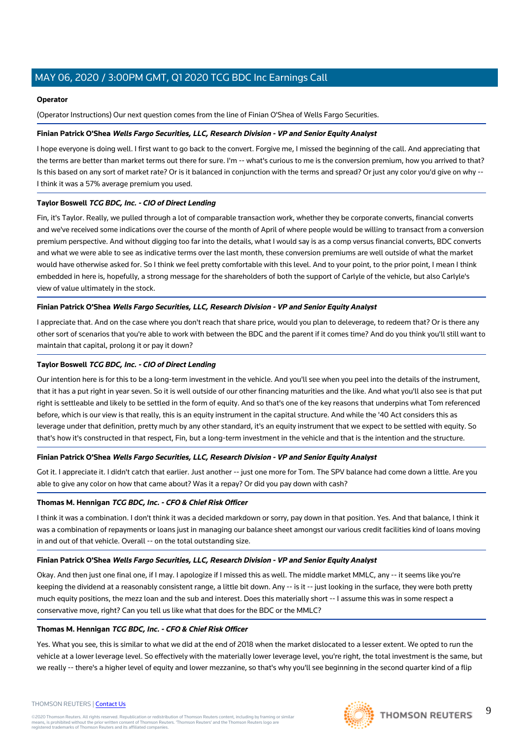**Operator**

(Operator Instructions) Our next question comes from the line of Finian O'Shea of Wells Fargo Securities.

**Finian Patrick O'Shea** ***Wells Fargo Securities, LLC, Research Division - VP and Senior Equity Analyst***

I hope everyone is doing well. I first want to go back to the convert. Forgive me, I missed the beginning of the call. And appreciating that the terms are better than market terms out there for sure. I'm -- what's curious to me is the conversion premium, how you arrived to that? Is this based on any sort of market rate? Or is it balanced in conjunction with the terms and spread? Or just any color you'd give on why -- I think it was a 57% average premium you used.

**Taylor Boswell** ***TCG BDC, Inc. - CIO of Direct Lending***

Fin, it's Taylor. Really, we pulled through a lot of comparable transaction work, whether they be corporate converts, financial converts and we've received some indications over the course of the month of April of where people would be willing to transact from a conversion premium perspective. And without digging too far into the details, what I would say is as a comp versus financial converts, BDC converts and what we were able to see as indicative terms over the last month, these conversion premiums are well outside of what the market would have otherwise asked for. So I think we feel pretty comfortable with this level. And to your point, to the prior point, I mean I think embedded in here is, hopefully, a strong message for the shareholders of both the support of Carlyle of the vehicle, but also Carlyle's view of value ultimately in the stock.

**Finian Patrick O'Shea** ***Wells Fargo Securities, LLC, Research Division - VP and Senior Equity Analyst***

I appreciate that. And on the case where you don't reach that share price, would you plan to deleverage, to redeem that? Or is there any other sort of scenarios that you're able to work with between the BDC and the parent if it comes time? And do you think you'll still want to maintain that capital, prolong it or pay it down?

**Taylor Boswell** ***TCG BDC, Inc. - CIO of Direct Lending***

Our intention here is for this to be a long-term investment in the vehicle. And you'll see when you peel into the details of the instrument, that it has a put right in year seven. So it is well outside of our other financing maturities and the like. And what you'll also see is that put right is settleable and likely to be settled in the form of equity. And so that's one of the key reasons that underpins what Tom referenced before, which is our view is that really, this is an equity instrument in the capital structure. And while the '40 Act considers this as leverage under that definition, pretty much by any other standard, it's an equity instrument that we expect to be settled with equity. So that's how it's constructed in that respect, Fin, but a long-term investment in the vehicle and that is the intention and the structure.

**Finian Patrick O'Shea** ***Wells Fargo Securities, LLC, Research Division - VP and Senior Equity Analyst***

Got it. I appreciate it. I didn't catch that earlier. Just another -- just one more for Tom. The SPV balance had come down a little. Are you able to give any color on how that came about? Was it a repay? Or did you pay down with cash?

**Thomas M. Hennigan** ***TCG BDC, Inc. - CFO & Chief Risk Officer***

I think it was a combination. I don't think it was a decided markdown or sorry, pay down in that position. Yes. And that balance, I think it was a combination of repayments or loans just in managing our balance sheet amongst our various credit facilities kind of loans moving in and out of that vehicle. Overall -- on the total outstanding size.

**Finian Patrick O'Shea** ***Wells Fargo Securities, LLC, Research Division - VP and Senior Equity Analyst***

Okay. And then just one final one, if I may. I apologize if I missed this as well. The middle market MMLC, any -- it seems like you're keeping the dividend at a reasonably consistent range, a little bit down. Any -- is it -- just looking in the surface, they were both pretty much equity positions, the mezz loan and the sub and interest. Does this materially short -- I assume this was in some respect a conservative move, right? Can you tell us like what that does for the BDC or the MMLC?

**Thomas M. Hennigan** ***TCG BDC, Inc. - CFO & Chief Risk Officer***

Yes. What you see, this is similar to what we did at the end of 2018 when the market dislocated to a lesser extent. We opted to run the vehicle at a lower leverage level. So effectively with the materially lower leverage level, you're right, the total investment is the same, but we really -- there's a higher level of equity and lower mezzanine, so that's why you'll see beginning in the second quarter kind of a flip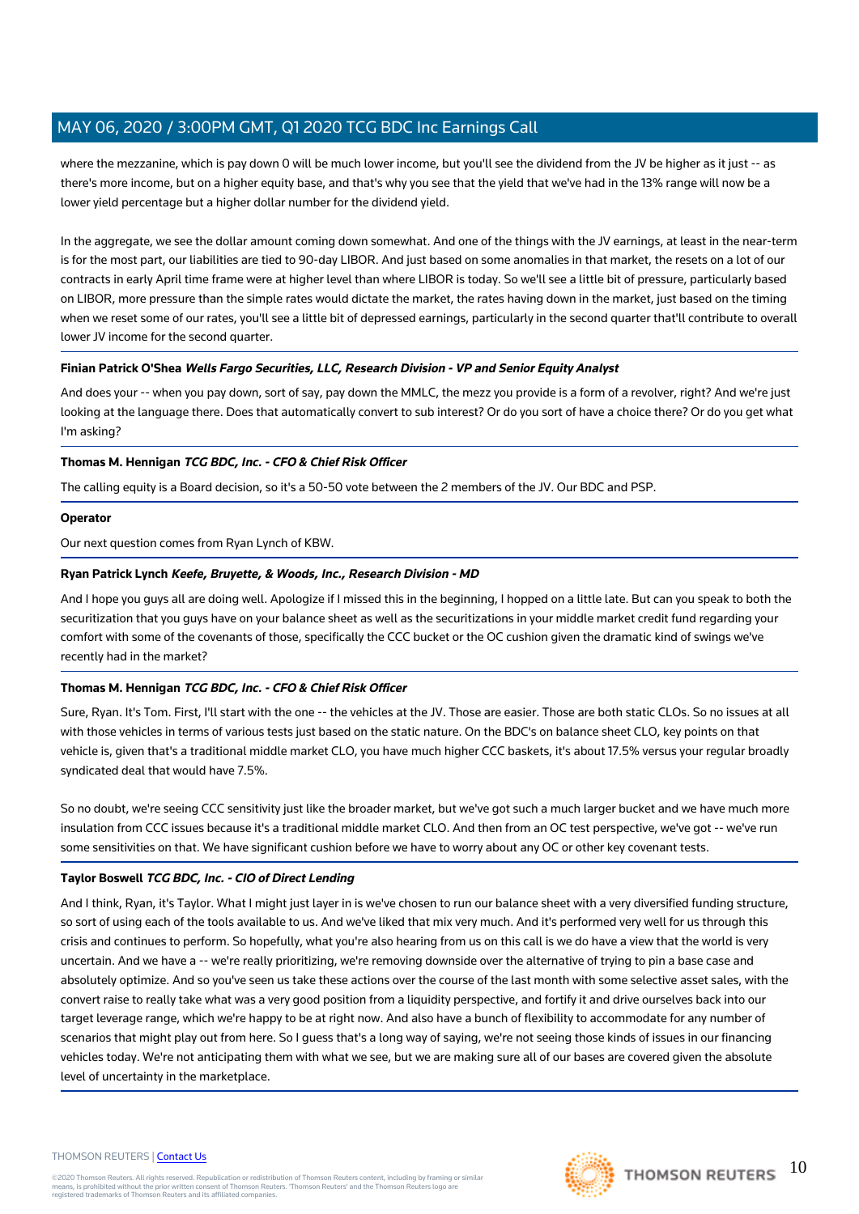where the mezzanine, which is pay down 0 will be much lower income, but you'll see the dividend from the JV be higher as it just -- as there's more income, but on a higher equity base, and that's why you see that the yield that we've had in the 13% range will now be a lower yield percentage but a higher dollar number for the dividend yield.

In the aggregate, we see the dollar amount coming down somewhat. And one of the things with the JV earnings, at least in the near-term is for the most part, our liabilities are tied to 90-day LIBOR. And just based on some anomalies in that market, the resets on a lot of our contracts in early April time frame were at higher level than where LIBOR is today. So we'll see a little bit of pressure, particularly based on LIBOR, more pressure than the simple rates would dictate the market, the rates having down in the market, just based on the timing when we reset some of our rates, you'll see a little bit of depressed earnings, particularly in the second quarter that'll contribute to overall lower JV income for the second quarter.

**Finian Patrick O'Shea** ***Wells Fargo Securities, LLC, Research Division - VP and Senior Equity Analyst***

And does your -- when you pay down, sort of say, pay down the MMLC, the mezz you provide is a form of a revolver, right? And we're just looking at the language there. Does that automatically convert to sub interest? Or do you sort of have a choice there? Or do you get what I'm asking?

**Thomas M. Hennigan** ***TCG BDC, Inc. - CFO & Chief Risk Officer***

The calling equity is a Board decision, so it's a 50-50 vote between the 2 members of the JV. Our BDC and PSP.

**Operator**

Our next question comes from Ryan Lynch of KBW.

**Ryan Patrick Lynch** ***Keefe, Bruyette, & Woods, Inc., Research Division - MD***

And I hope you guys all are doing well. Apologize if I missed this in the beginning, I hopped on a little late. But can you speak to both the securitization that you guys have on your balance sheet as well as the securitizations in your middle market credit fund regarding your comfort with some of the covenants of those, specifically the CCC bucket or the OC cushion given the dramatic kind of swings we've recently had in the market?

**Thomas M. Hennigan** ***TCG BDC, Inc. - CFO & Chief Risk Officer***

Sure, Ryan. It's Tom. First, I'll start with the one -- the vehicles at the JV. Those are easier. Those are both static CLOs. So no issues at all with those vehicles in terms of various tests just based on the static nature. On the BDC's on balance sheet CLO, key points on that vehicle is, given that's a traditional middle market CLO, you have much higher CCC baskets, it's about 17.5% versus your regular broadly syndicated deal that would have 7.5%.

So no doubt, we're seeing CCC sensitivity just like the broader market, but we've got such a much larger bucket and we have much more insulation from CCC issues because it's a traditional middle market CLO. And then from an OC test perspective, we've got -- we've run some sensitivities on that. We have significant cushion before we have to worry about any OC or other key covenant tests.

**Taylor Boswell** ***TCG BDC, Inc. - CIO of Direct Lending***

And I think, Ryan, it's Taylor. What I might just layer in is we've chosen to run our balance sheet with a very diversified funding structure, so sort of using each of the tools available to us. And we've liked that mix very much. And it's performed very well for us through this crisis and continues to perform. So hopefully, what you're also hearing from us on this call is we do have a view that the world is very uncertain. And we have a -- we're really prioritizing, we're removing downside over the alternative of trying to pin a base case and absolutely optimize. And so you've seen us take these actions over the course of the last month with some selective asset sales, with the convert raise to really take what was a very good position from a liquidity perspective, and fortify it and drive ourselves back into our target leverage range, which we're happy to be at right now. And also have a bunch of flexibility to accommodate for any number of scenarios that might play out from here. So I guess that's a long way of saying, we're not seeing those kinds of issues in our financing vehicles today. We're not anticipating them with what we see, but we are making sure all of our bases are covered given the absolute level of uncertainty in the marketplace.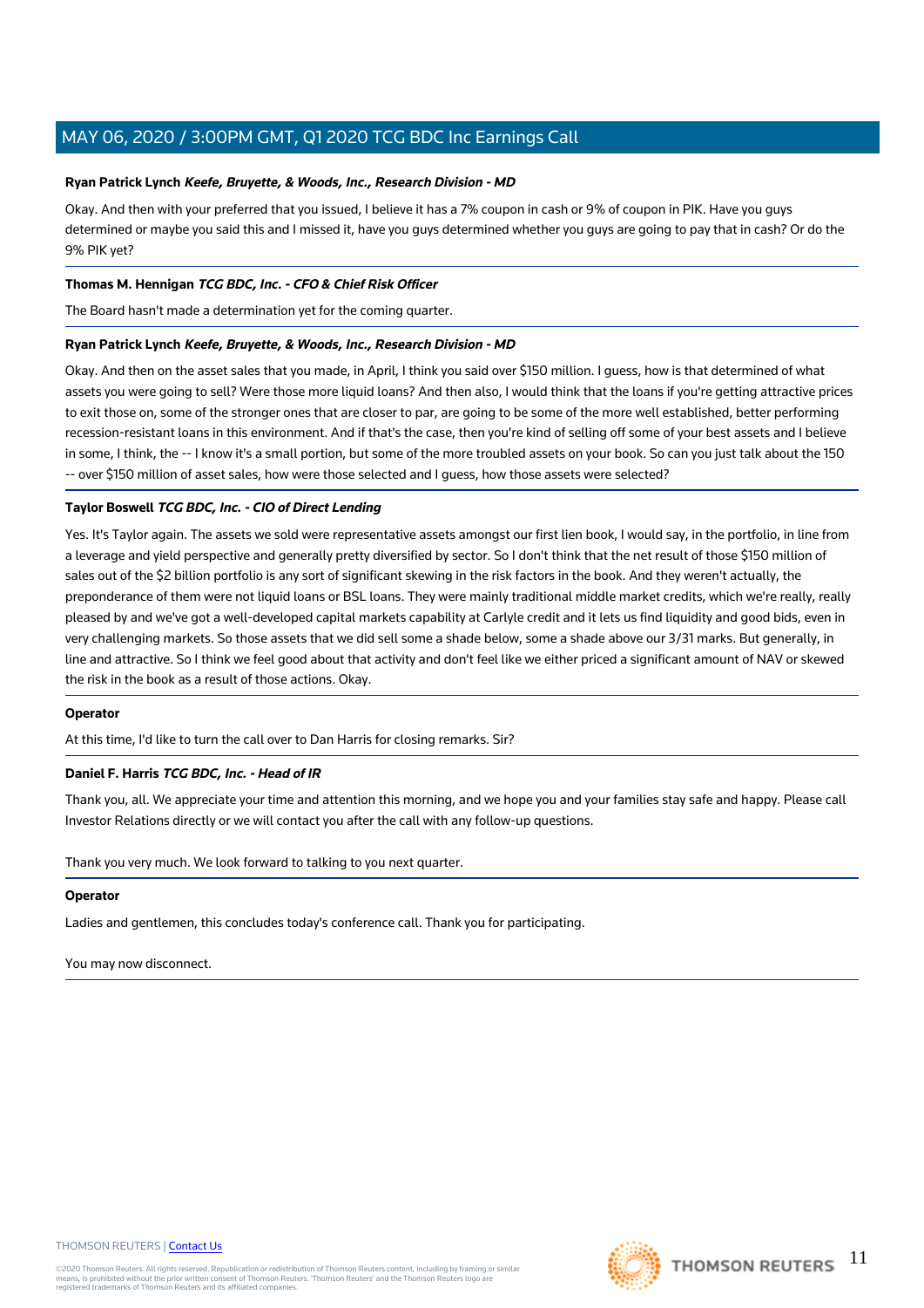**Ryan Patrick Lynch** ***Keefe, Bruyette, & Woods, Inc., Research Division - MD***

Okay. And then with your preferred that you issued, I believe it has a 7% coupon in cash or 9% of coupon in PIK. Have you guys determined or maybe you said this and I missed it, have you guys determined whether you guys are going to pay that in cash? Or do the 9% PIK yet?

**Thomas M. Hennigan** ***TCG BDC, Inc. - CFO & Chief Risk Officer***

The Board hasn't made a determination yet for the coming quarter.

**Ryan Patrick Lynch** ***Keefe, Bruyette, & Woods, Inc., Research Division - MD***

Okay. And then on the asset sales that you made, in April, I think you said over $150 million. I guess, how is that determined of what assets you were going to sell? Were those more liquid loans? And then also, I would think that the loans if you're getting attractive prices to exit those on, some of the stronger ones that are closer to par, are going to be some of the more well established, better performing recession-resistant loans in this environment. And if that's the case, then you're kind of selling off some of your best assets and I believe in some, I think, the -- I know it's a small portion, but some of the more troubled assets on your book. So can you just talk about the 150 -- over $150 million of asset sales, how were those selected and I guess, how those assets were selected?

**Taylor Boswell** ***TCG BDC, Inc. - CIO of Direct Lending***

Yes. It's Taylor again. The assets we sold were representative assets amongst our first lien book, I would say, in the portfolio, in line from a leverage and yield perspective and generally pretty diversified by sector. So I don't think that the net result of those $150 million of sales out of the $2 billion portfolio is any sort of significant skewing in the risk factors in the book. And they weren't actually, the preponderance of them were not liquid loans or BSL loans. They were mainly traditional middle market credits, which we're really, really pleased by and we've got a well-developed capital markets capability at Carlyle credit and it lets us find liquidity and good bids, even in very challenging markets. So those assets that we did sell some a shade below, some a shade above our 3/31 marks. But generally, in line and attractive. So I think we feel good about that activity and don't feel like we either priced a significant amount of NAV or skewed the risk in the book as a result of those actions. Okay.

**Operator**

At this time, I'd like to turn the call over to Dan Harris for closing remarks. Sir?

**Daniel F. Harris** ***TCG BDC, Inc. - Head of IR***

Thank you, all. We appreciate your time and attention this morning, and we hope you and your families stay safe and happy. Please call Investor Relations directly or we will contact you after the call with any follow-up questions.

Thank you very much. We look forward to talking to you next quarter.

**Operator**

Ladies and gentlemen, this concludes today's conference call. Thank you for participating.

You may now disconnect.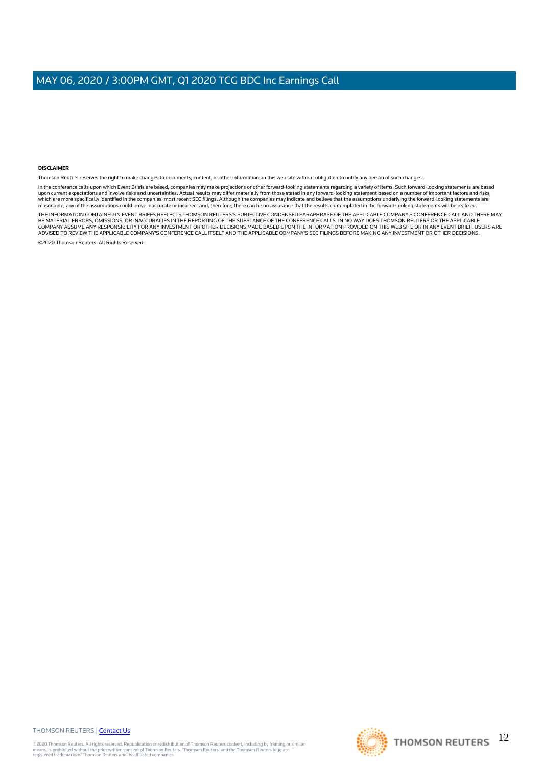**DISCLAIMER**

Thomson Reuters reserves the right to make changes to documents, content, or other information on this web site without obligation to notify any person of such changes.

In the conference calls upon which Event Briefs are based, companies may make projections or other forward-looking statements regarding a variety of items. Such forward-looking statements are based upon current expectations and involve risks and uncertainties. Actual results may differ materially from those stated in any forward-looking statement based on a number of important factors and risks, which are more specifically identified in the companies' most recent SEC filings. Although the companies may indicate and believe that the assumptions underlying the forward-looking statements are reasonable, any of the assumptions could prove inaccurate or incorrect and, therefore, there can be no assurance that the results contemplated in the forward-looking statements will be realized.

THE INFORMATION CONTAINED IN EVENT BRIEFS REFLECTS THOMSON REUTERS'S SUBJECTIVE CONDENSED PARAPHRASE OF THE APPLICABLE COMPANY'S CONFERENCE CALL AND THERE MAY BE MATERIAL ERRORS, OMISSIONS, OR INACCURACIES IN THE REPORTING OF THE SUBSTANCE OF THE CONFERENCE CALLS. IN NO WAY DOES THOMSON REUTERS OR THE APPLICABLE COMPANY ASSUME ANY RESPONSIBILITY FOR ANY INVESTMENT OR OTHER DECISIONS MADE BASED UPON THE INFORMATION PROVIDED ON THIS WEB SITE OR IN ANY EVENT BRIEF. USERS ARE ADVISED TO REVIEW THE APPLICABLE COMPANY'S CONFERENCE CALL ITSELF AND THE APPLICABLE COMPANY'S SEC FILINGS BEFORE MAKING ANY INVESTMENT OR OTHER DECISIONS.

©2020 Thomson Reuters. All Rights Reserved.